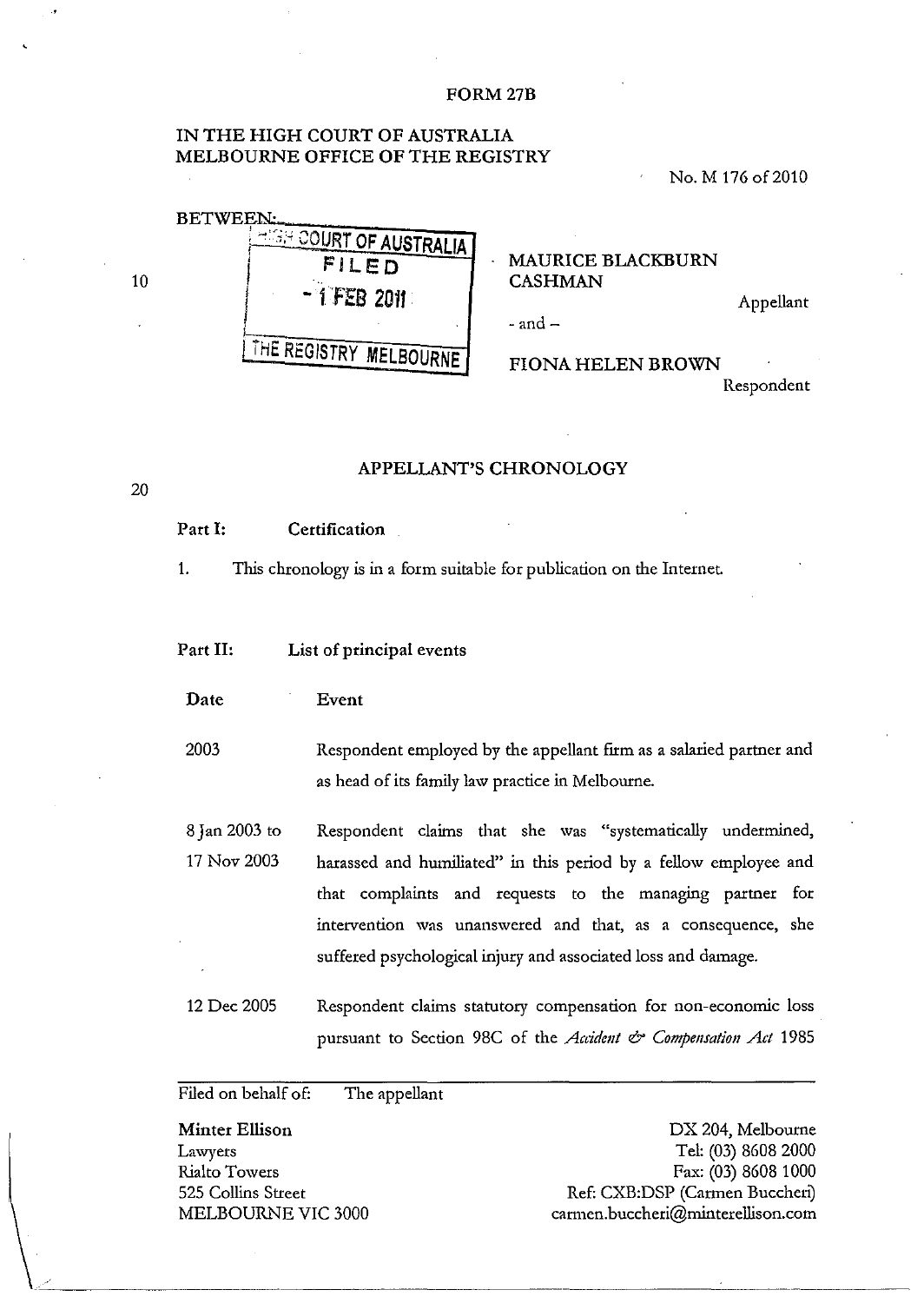FORM 27B

IN THE HIGH COURT OF AUSTRALIA
MELBOURNE OFFICE OF THE REGISTRY

No. M 176 of 2010

BETWEEN:

HIGH COURT OF AUSTRALIA
FILED
- 1 FEB 2011
THE REGISTRY MELBOURNE

MAURICE BLACKBURN CASHMAN

Appellant

- and –

FIONA HELEN BROWN

Respondent

## APPELLANT'S CHRONOLOGY

**Part I: Certification**

1. This chronology is in a form suitable for publication on the Internet.

**Part II: List of principal events**

| Date | Event |
|---|---|
| 2003 | Respondent employed by the appellant firm as a salaried partner and as head of its family law practice in Melbourne. |
| 8 Jan 2003 to 17 Nov 2003 | Respondent claims that she was "systematically undermined, harassed and humiliated" in this period by a fellow employee and that complaints and requests to the managing partner for intervention was unanswered and that, as a consequence, she suffered psychological injury and associated loss and damage. |
| 12 Dec 2005 | Respondent claims statutory compensation for non-economic loss pursuant to Section 98C of the *Accident & Compensation Act* 1985 |

Filed on behalf of: The appellant

**Minter Ellison**
Lawyers
Rialto Towers
525 Collins Street
MELBOURNE VIC 3000

DX 204, Melbourne
Tel: (03) 8608 2000
Fax: (03) 8608 1000
Ref: CXB:DSP (Carmen Buccheri)
carmen.buccheri@minterellison.com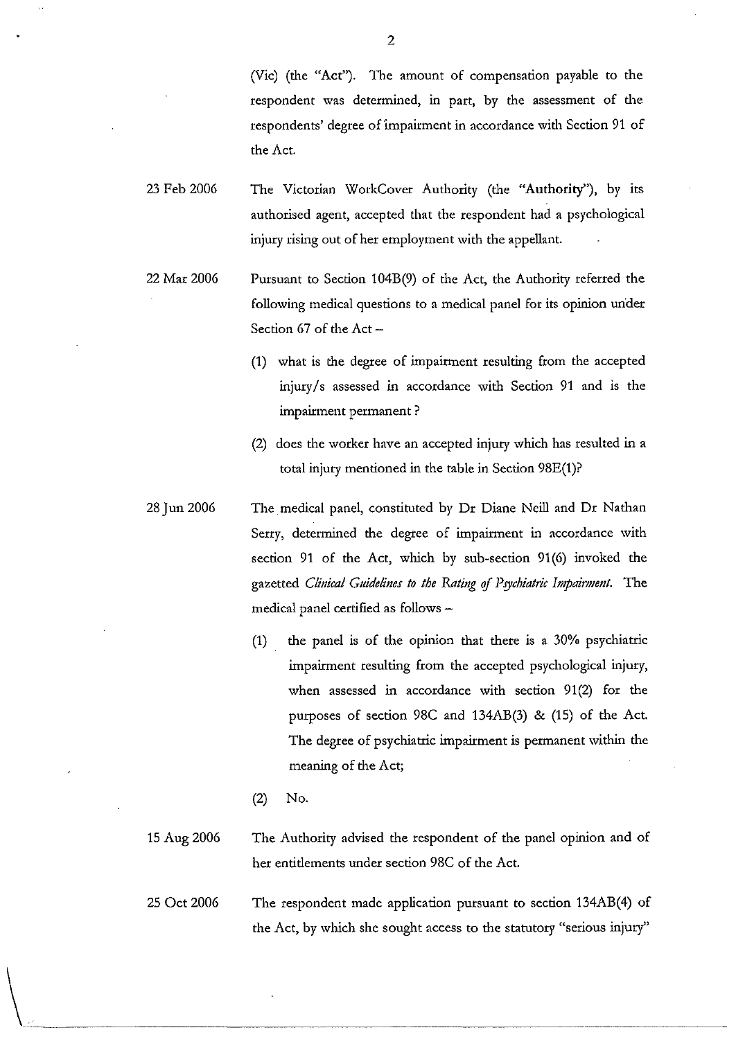(Vic) (the "Act"). The amount of compensation payable to the respondent was determined, in part, by the assessment of the respondents' degree of impairment in accordance with Section 91 of the Act.

23 Feb 2006 The Victorian WorkCover Authority (the "**Authority**"), by its authorised agent, accepted that the respondent had a psychological injury rising out of her employment with the appellant.

22 Mar 2006 Pursuant to Section 104B(9) of the Act, the Authority referred the following medical questions to a medical panel for its opinion under Section 67 of the Act –

(1) what is the degree of impairment resulting from the accepted injury/s assessed in accordance with Section 91 and is the impairment permanent ?

(2) does the worker have an accepted injury which has resulted in a total injury mentioned in the table in Section 98E(1)?

28 Jun 2006 The medical panel, constituted by Dr Diane Neill and Dr Nathan Serry, determined the degree of impairment in accordance with section 91 of the Act, which by sub-section 91(6) invoked the gazetted *Clinical Guidelines to the Rating of Psychiatric Impairment*. The medical panel certified as follows –

(1) the panel is of the opinion that there is a 30% psychiatric impairment resulting from the accepted psychological injury, when assessed in accordance with section 91(2) for the purposes of section 98C and 134AB(3) & (15) of the Act. The degree of psychiatric impairment is permanent within the meaning of the Act;

(2) No.

15 Aug 2006 The Authority advised the respondent of the panel opinion and of her entitlements under section 98C of the Act.

25 Oct 2006 The respondent made application pursuant to section 134AB(4) of the Act, by which she sought access to the statutory "serious injury"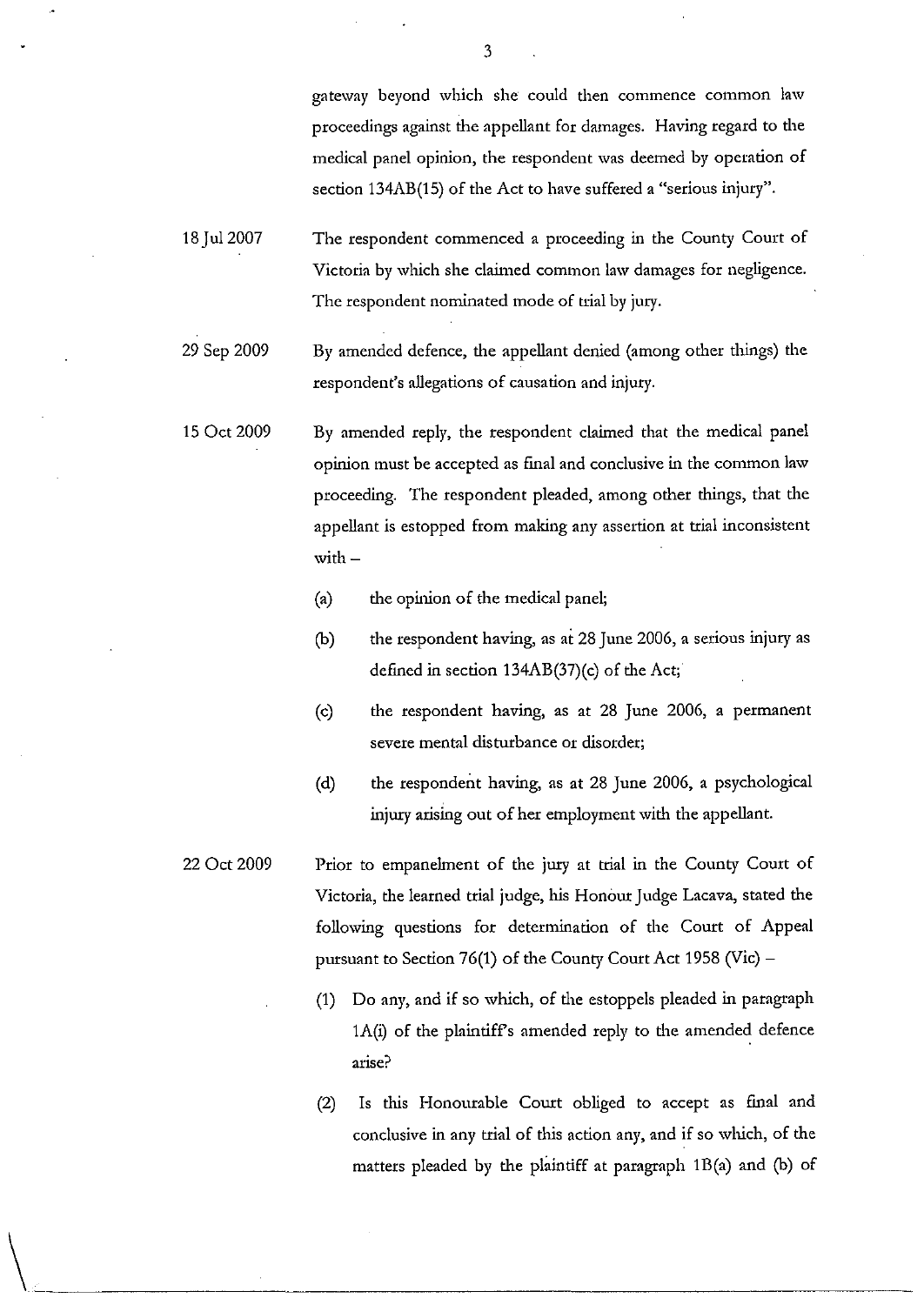gateway beyond which she could then commence common law proceedings against the appellant for damages. Having regard to the medical panel opinion, the respondent was deemed by operation of section 134AB(15) of the Act to have suffered a "serious injury".

18 Jul 2007 — The respondent commenced a proceeding in the County Court of Victoria by which she claimed common law damages for negligence. The respondent nominated mode of trial by jury.

29 Sep 2009 — By amended defence, the appellant denied (among other things) the respondent's allegations of causation and injury.

15 Oct 2009 — By amended reply, the respondent claimed that the medical panel opinion must be accepted as final and conclusive in the common law proceeding. The respondent pleaded, among other things, that the appellant is estopped from making any assertion at trial inconsistent with –

(a) the opinion of the medical panel;

(b) the respondent having, as at 28 June 2006, a serious injury as defined in section 134AB(37)(c) of the Act;

(c) the respondent having, as at 28 June 2006, a permanent severe mental disturbance or disorder;

(d) the respondent having, as at 28 June 2006, a psychological injury arising out of her employment with the appellant.

22 Oct 2009 — Prior to empanelment of the jury at trial in the County Court of Victoria, the learned trial judge, his Honour Judge Lacava, stated the following questions for determination of the Court of Appeal pursuant to Section 76(1) of the County Court Act 1958 (Vic) –

(1) Do any, and if so which, of the estoppels pleaded in paragraph 1A(i) of the plaintiff's amended reply to the amended defence arise?

(2) Is this Honourable Court obliged to accept as final and conclusive in any trial of this action any, and if so which, of the matters pleaded by the plaintiff at paragraph 1B(a) and (b) of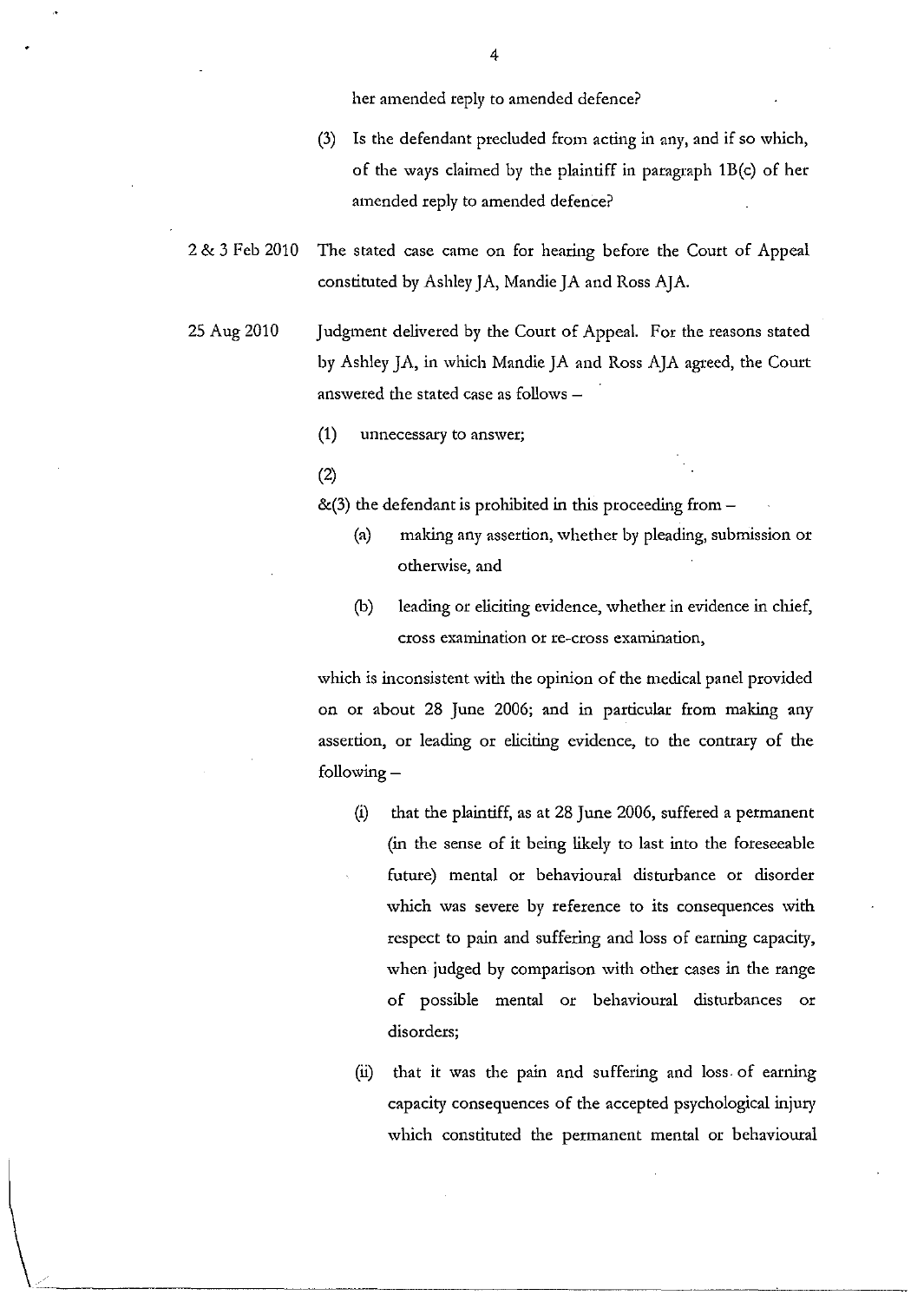her amended reply to amended defence?

(3) Is the defendant precluded from acting in any, and if so which, of the ways claimed by the plaintiff in paragraph 1B(c) of her amended reply to amended defence?

2 & 3 Feb 2010 The stated case came on for hearing before the Court of Appeal constituted by Ashley JA, Mandie JA and Ross AJA.

25 Aug 2010 Judgment delivered by the Court of Appeal. For the reasons stated by Ashley JA, in which Mandie JA and Ross AJA agreed, the Court answered the stated case as follows –

(1) unnecessary to answer;

(2)

&(3) the defendant is prohibited in this proceeding from –

(a) making any assertion, whether by pleading, submission or otherwise, and

(b) leading or eliciting evidence, whether in evidence in chief, cross examination or re-cross examination,

which is inconsistent with the opinion of the medical panel provided on or about 28 June 2006; and in particular from making any assertion, or leading or eliciting evidence, to the contrary of the following –

(i) that the plaintiff, as at 28 June 2006, suffered a permanent (in the sense of it being likely to last into the foreseeable future) mental or behavioural disturbance or disorder which was severe by reference to its consequences with respect to pain and suffering and loss of earning capacity, when judged by comparison with other cases in the range of possible mental or behavioural disturbances or disorders;

(ii) that it was the pain and suffering and loss of earning capacity consequences of the accepted psychological injury which constituted the permanent mental or behavioural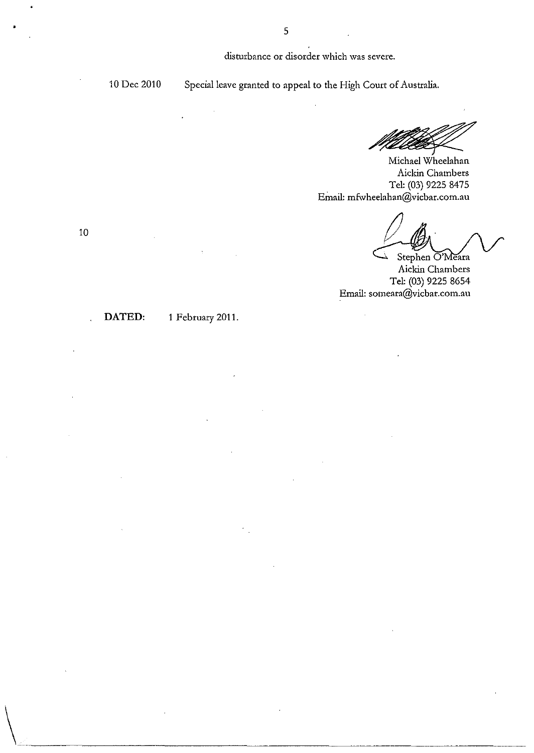disturbance or disorder which was severe.

| | |
|---|---|
| 10 Dec 2010 | Special leave granted to appeal to the High Court of Australia. |

Michael Wheelahan
Aickin Chambers
Tel: (03) 9225 8475
Email: mfwheelahan@vicbar.com.au

Stephen O'Meara
Aickin Chambers
Tel: (03) 9225 8654
Email: someara@vicbar.com.au

**DATED:** 1 February 2011.